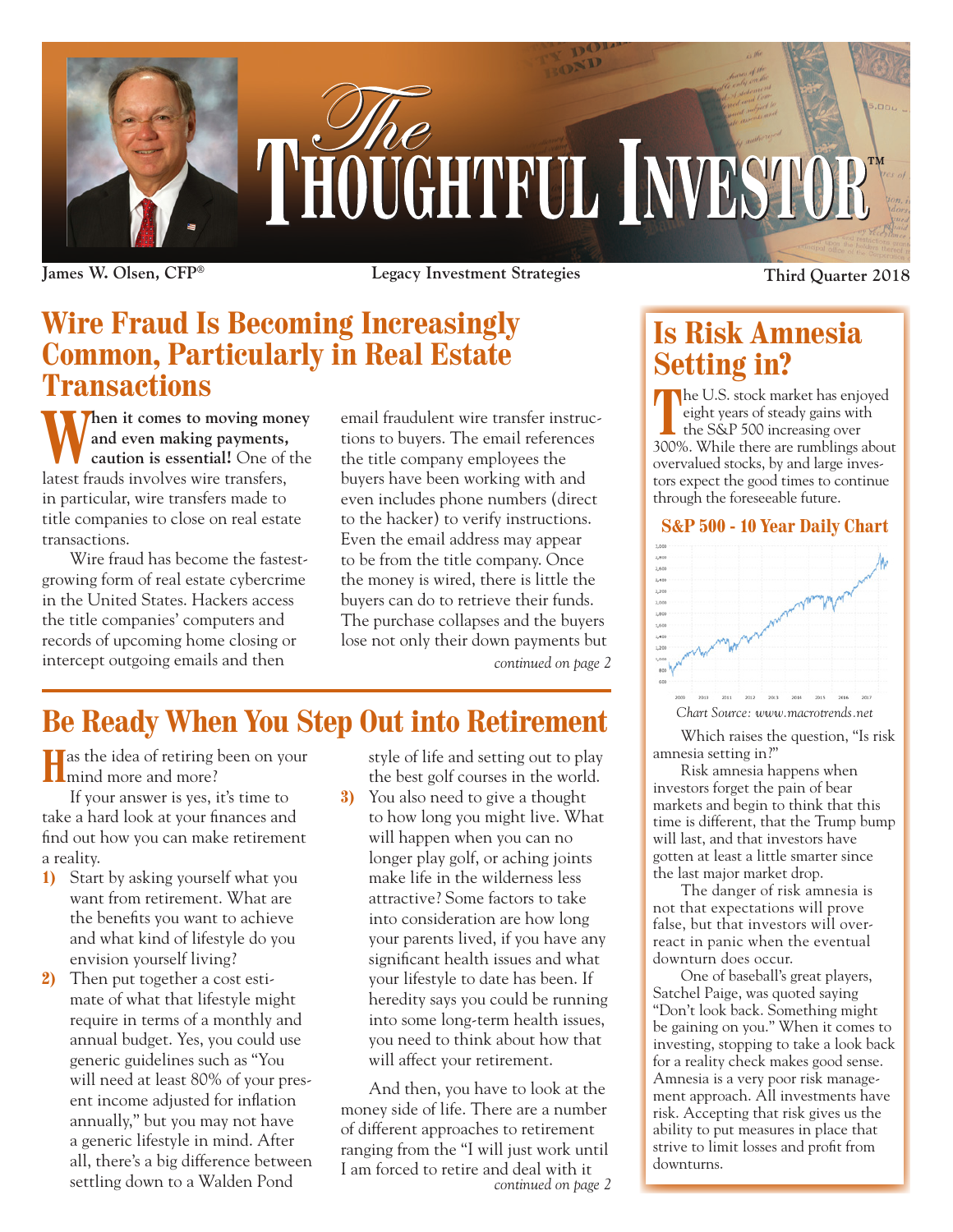# The Thoughtful Investor™

James W. Olsen, CFP® | Legacy Investment Strategies | Third Quarter 2018

## Wire Fraud Is Becoming Increasingly Common, Particularly in Real Estate Transactions

**When it comes to moving money and even making payments, caution is essential!** One of the latest frauds involves wire transfers, in particular, wire transfers made to title companies to close on real estate transactions.

Wire fraud has become the fastest-growing form of real estate cybercrime in the United States. Hackers access the title companies' computers and records of upcoming home closing or intercept outgoing emails and then email fraudulent wire transfer instructions to buyers. The email references the title company employees the buyers have been working with and even includes phone numbers (direct to the hacker) to verify instructions. Even the email address may appear to be from the title company. Once the money is wired, there is little the buyers can do to retrieve their funds. The purchase collapses and the buyers lose not only their down payments but

*continued on page 2*

## Be Ready When You Step Out into Retirement

Has the idea of retiring been on your mind more and more?

If your answer is yes, it's time to take a hard look at your finances and find out how you can make retirement a reality.

1) Start by asking yourself what you want from retirement. What are the benefits you want to achieve and what kind of lifestyle do you envision yourself living?
2) Then put together a cost estimate of what that lifestyle might require in terms of a monthly and annual budget. Yes, you could use generic guidelines such as "You will need at least 80% of your present income adjusted for inflation annually," but you may not have a generic lifestyle in mind. After all, there's a big difference between settling down to a Walden Pond style of life and setting out to play the best golf courses in the world.
3) You also need to give a thought to how long you might live. What will happen when you can no longer play golf, or aching joints make life in the wilderness less attractive? Some factors to take into consideration are how long your parents lived, if you have any significant health issues and what your lifestyle to date has been. If heredity says you could be running into some long-term health issues, you need to think about how that will affect your retirement.

And then, you have to look at the money side of life. There are a number of different approaches to retirement ranging from the "I will just work until I am forced to retire and deal with it

*continued on page 2*

## Is Risk Amnesia Setting in?

The U.S. stock market has enjoyed eight years of steady gains with the S&P 500 increasing over 300%. While there are rumblings about overvalued stocks, by and large investors expect the good times to continue through the foreseeable future.

**S&P 500 - 10 Year Daily Chart**

*Chart Source: www.macrotrends.net*

Which raises the question, "Is risk amnesia setting in?"

Risk amnesia happens when investors forget the pain of bear markets and begin to think that this time is different, that the Trump bump will last, and that investors have gotten at least a little smarter since the last major market drop.

The danger of risk amnesia is not that expectations will prove false, but that investors will overreact in panic when the eventual downturn does occur.

One of baseball's great players, Satchel Paige, was quoted saying "Don't look back. Something might be gaining on you." When it comes to investing, stopping to take a look back for a reality check makes good sense. Amnesia is a very poor risk management approach. All investments have risk. Accepting that risk gives us the ability to put measures in place that strive to limit losses and profit from downturns.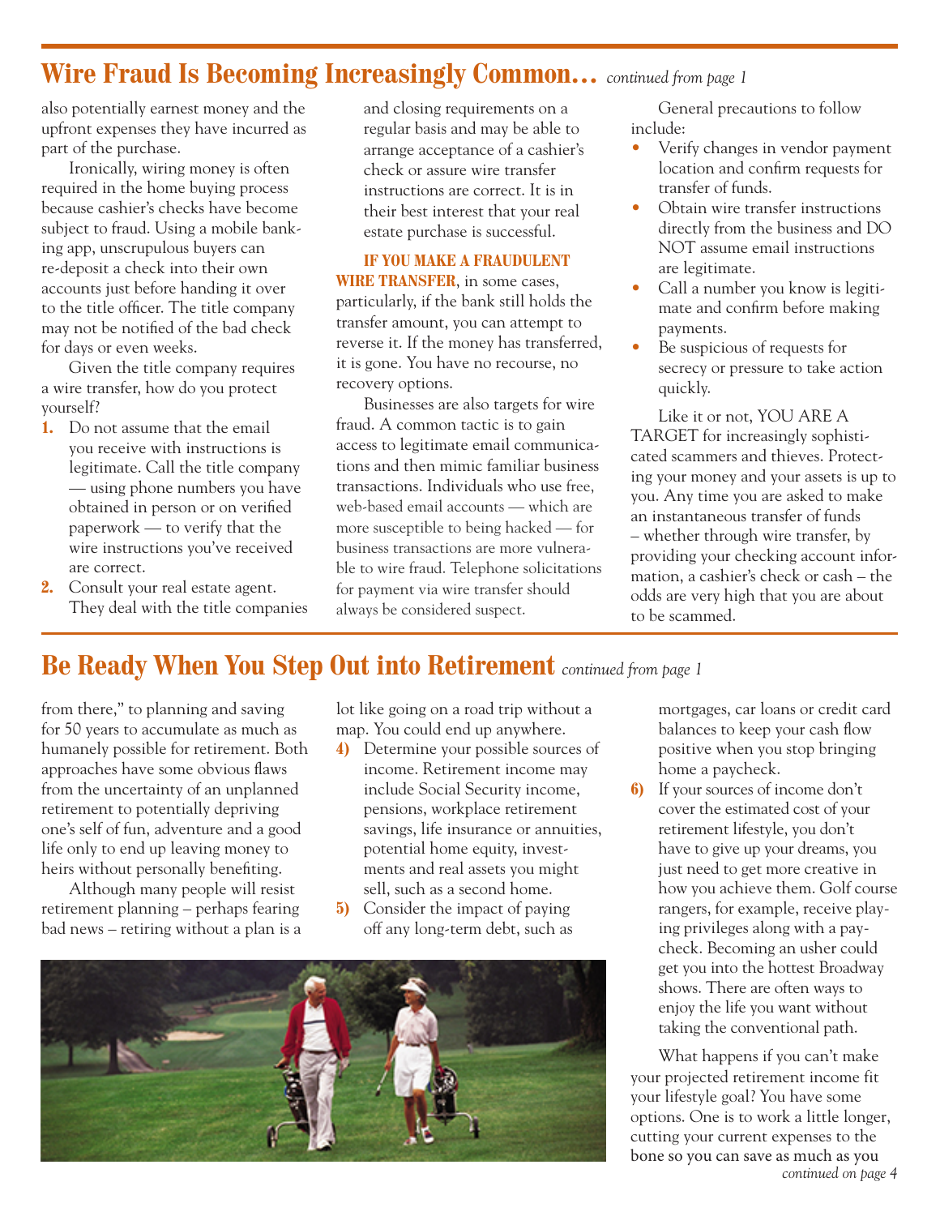## Wire Fraud Is Becoming Increasingly Common… *continued from page 1*

also potentially earnest money and the upfront expenses they have incurred as part of the purchase.

Ironically, wiring money is often required in the home buying process because cashier's checks have become subject to fraud. Using a mobile banking app, unscrupulous buyers can re-deposit a check into their own accounts just before handing it over to the title officer. The title company may not be notified of the bad check for days or even weeks.

Given the title company requires a wire transfer, how do you protect yourself?

1. Do not assume that the email you receive with instructions is legitimate. Call the title company — using phone numbers you have obtained in person or on verified paperwork — to verify that the wire instructions you've received are correct.
2. Consult your real estate agent. They deal with the title companies and closing requirements on a regular basis and may be able to arrange acceptance of a cashier's check or assure wire transfer instructions are correct. It is in their best interest that your real estate purchase is successful.

**IF YOU MAKE A FRAUDULENT WIRE TRANSFER**, in some cases, particularly, if the bank still holds the transfer amount, you can attempt to reverse it. If the money has transferred, it is gone. You have no recourse, no recovery options.

Businesses are also targets for wire fraud. A common tactic is to gain access to legitimate email communications and then mimic familiar business transactions. Individuals who use free, web-based email accounts — which are more susceptible to being hacked — for business transactions are more vulnerable to wire fraud. Telephone solicitations for payment via wire transfer should always be considered suspect.

General precautions to follow include:

- Verify changes in vendor payment location and confirm requests for transfer of funds.
- Obtain wire transfer instructions directly from the business and DO NOT assume email instructions are legitimate.
- Call a number you know is legitimate and confirm before making payments.
- Be suspicious of requests for secrecy or pressure to take action quickly.

Like it or not, YOU ARE A TARGET for increasingly sophisticated scammers and thieves. Protecting your money and your assets is up to you. Any time you are asked to make an instantaneous transfer of funds – whether through wire transfer, by providing your checking account information, a cashier's check or cash – the odds are very high that you are about to be scammed.

## Be Ready When You Step Out into Retirement *continued from page 1*

from there," to planning and saving for 50 years to accumulate as much as humanely possible for retirement. Both approaches have some obvious flaws from the uncertainty of an unplanned retirement to potentially depriving one's self of fun, adventure and a good life only to end up leaving money to heirs without personally benefiting.

Although many people will resist retirement planning – perhaps fearing bad news – retiring without a plan is a lot like going on a road trip without a map. You could end up anywhere.

4) Determine your possible sources of income. Retirement income may include Social Security income, pensions, workplace retirement savings, life insurance or annuities, potential home equity, investments and real assets you might sell, such as a second home.
5) Consider the impact of paying off any long-term debt, such as mortgages, car loans or credit card balances to keep your cash flow positive when you stop bringing home a paycheck.
6) If your sources of income don't cover the estimated cost of your retirement lifestyle, you don't have to give up your dreams, you just need to get more creative in how you achieve them. Golf course rangers, for example, receive playing privileges along with a paycheck. Becoming an usher could get you into the hottest Broadway shows. There are often ways to enjoy the life you want without taking the conventional path.

What happens if you can't make your projected retirement income fit your lifestyle goal? You have some options. One is to work a little longer, cutting your current expenses to the bone so you can save as much as you

*continued on page 4*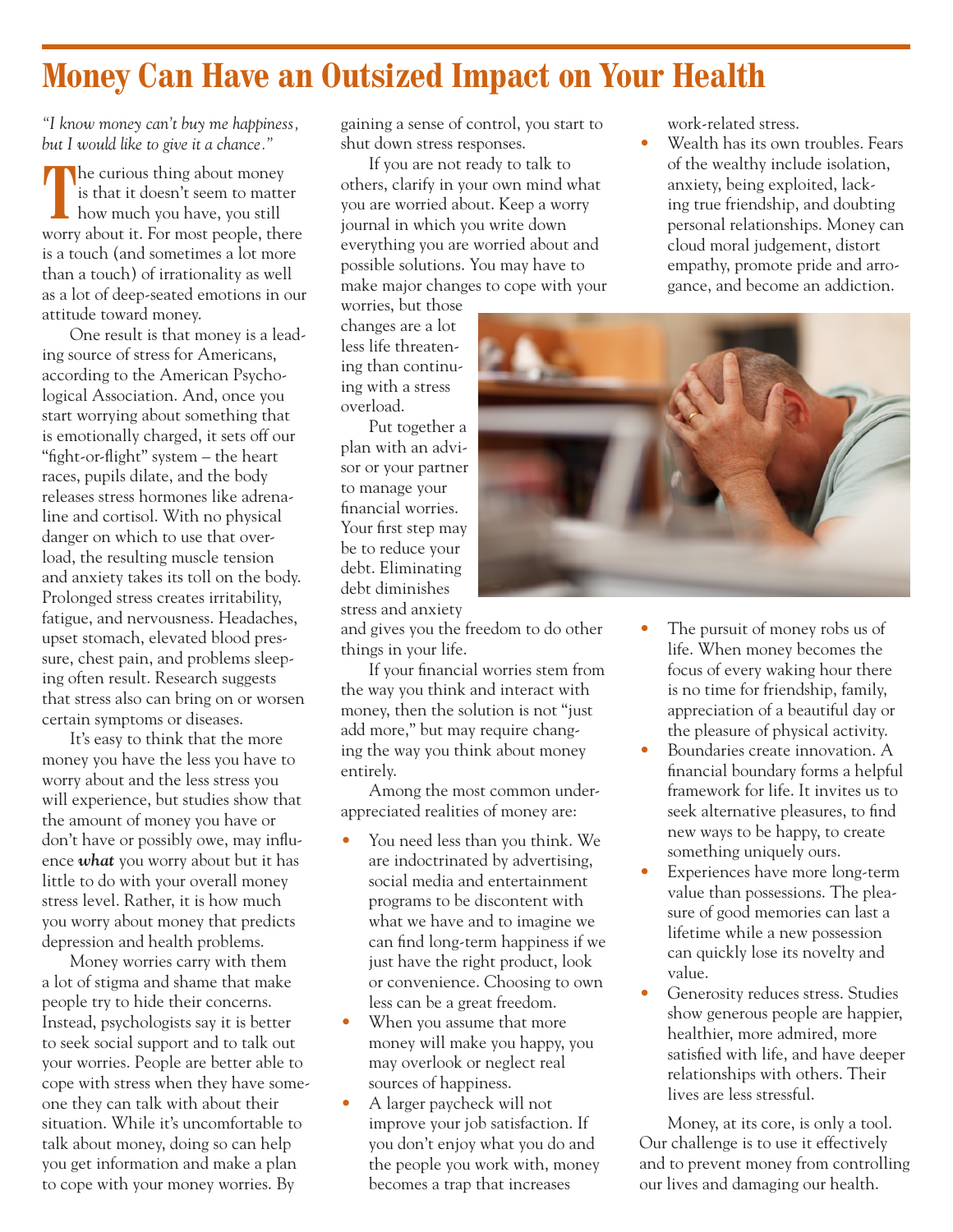# Money Can Have an Outsized Impact on Your Health

*"I know money can't buy me happiness, but I would like to give it a chance."*

The curious thing about money is that it doesn't seem to matter how much you have, you still worry about it. For most people, there is a touch (and sometimes a lot more than a touch) of irrationality as well as a lot of deep-seated emotions in our attitude toward money.

One result is that money is a leading source of stress for Americans, according to the American Psychological Association. And, once you start worrying about something that is emotionally charged, it sets off our "fight-or-flight" system – the heart races, pupils dilate, and the body releases stress hormones like adrenaline and cortisol. With no physical danger on which to use that overload, the resulting muscle tension and anxiety takes its toll on the body. Prolonged stress creates irritability, fatigue, and nervousness. Headaches, upset stomach, elevated blood pressure, chest pain, and problems sleeping often result. Research suggests that stress also can bring on or worsen certain symptoms or diseases.

It's easy to think that the more money you have the less you have to worry about and the less stress you will experience, but studies show that the amount of money you have or don't have or possibly owe, may influence ***what*** you worry about but it has little to do with your overall money stress level. Rather, it is how much you worry about money that predicts depression and health problems.

Money worries carry with them a lot of stigma and shame that make people try to hide their concerns. Instead, psychologists say it is better to seek social support and to talk out your worries. People are better able to cope with stress when they have someone they can talk with about their situation. While it's uncomfortable to talk about money, doing so can help you get information and make a plan to cope with your money worries. By gaining a sense of control, you start to shut down stress responses.

If you are not ready to talk to others, clarify in your own mind what you are worried about. Keep a worry journal in which you write down everything you are worried about and possible solutions. You may have to make major changes to cope with your worries, but those changes are a lot less life threatening than continuing with a stress overload.

Put together a plan with an advisor or your partner to manage your financial worries. Your first step may be to reduce your debt. Eliminating debt diminishes stress and anxiety and gives you the freedom to do other things in your life.

If your financial worries stem from the way you think and interact with money, then the solution is not "just add more," but may require changing the way you think about money entirely.

Among the most common underappreciated realities of money are:

- You need less than you think. We are indoctrinated by advertising, social media and entertainment programs to be discontent with what we have and to imagine we can find long-term happiness if we just have the right product, look or convenience. Choosing to own less can be a great freedom.
- When you assume that more money will make you happy, you may overlook or neglect real sources of happiness.
- A larger paycheck will not improve your job satisfaction. If you don't enjoy what you do and the people you work with, money becomes a trap that increases work-related stress.
- Wealth has its own troubles. Fears of the wealthy include isolation, anxiety, being exploited, lacking true friendship, and doubting personal relationships. Money can cloud moral judgement, distort empathy, promote pride and arrogance, and become an addiction.
- The pursuit of money robs us of life. When money becomes the focus of every waking hour there is no time for friendship, family, appreciation of a beautiful day or the pleasure of physical activity.
- Boundaries create innovation. A financial boundary forms a helpful framework for life. It invites us to seek alternative pleasures, to find new ways to be happy, to create something uniquely ours.
- Experiences have more long-term value than possessions. The pleasure of good memories can last a lifetime while a new possession can quickly lose its novelty and value.
- Generosity reduces stress. Studies show generous people are happier, healthier, more admired, more satisfied with life, and have deeper relationships with others. Their lives are less stressful.

Money, at its core, is only a tool. Our challenge is to use it effectively and to prevent money from controlling our lives and damaging our health.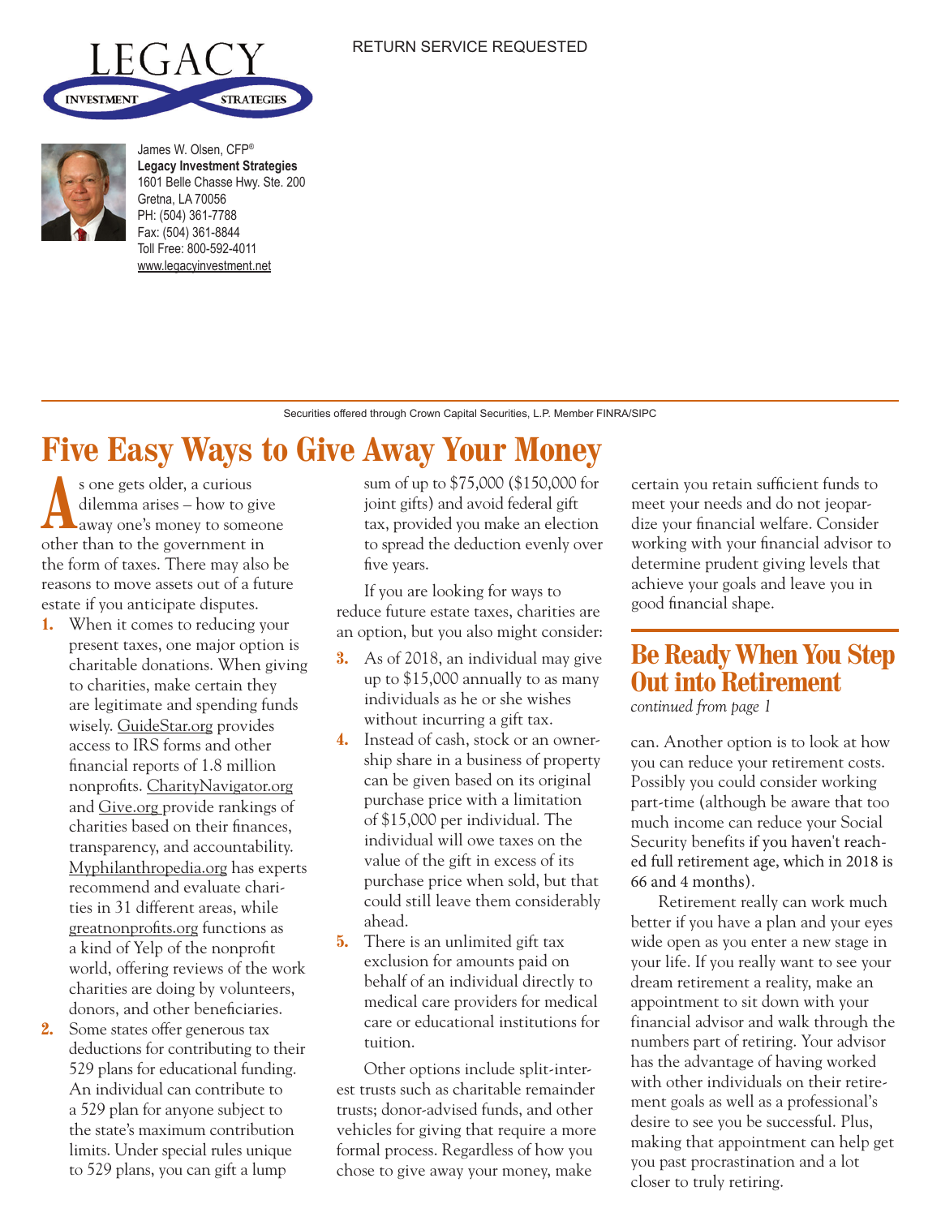LEGACY INVESTMENT STRATEGIES

RETURN SERVICE REQUESTED

James W. Olsen, CFP®
**Legacy Investment Strategies**
1601 Belle Chasse Hwy. Ste. 200
Gretna, LA 70056
PH: (504) 361-7788
Fax: (504) 361-8844
Toll Free: 800-592-4011
www.legacyinvestment.net

Securities offered through Crown Capital Securities, L.P. Member FINRA/SIPC

# Five Easy Ways to Give Away Your Money

As one gets older, a curious dilemma arises – how to give away one's money to someone other than to the government in the form of taxes. There may also be reasons to move assets out of a future estate if you anticipate disputes.

1. When it comes to reducing your present taxes, one major option is charitable donations. When giving to charities, make certain they are legitimate and spending funds wisely. GuideStar.org provides access to IRS forms and other financial reports of 1.8 million nonprofits. CharityNavigator.org and Give.org provide rankings of charities based on their finances, transparency, and accountability. Myphilanthropedia.org has experts recommend and evaluate charities in 31 different areas, while greatnonprofits.org functions as a kind of Yelp of the nonprofit world, offering reviews of the work charities are doing by volunteers, donors, and other beneficiaries.
2. Some states offer generous tax deductions for contributing to their 529 plans for educational funding. An individual can contribute to a 529 plan for anyone subject to the state's maximum contribution limits. Under special rules unique to 529 plans, you can gift a lump sum of up to $75,000 ($150,000 for joint gifts) and avoid federal gift tax, provided you make an election to spread the deduction evenly over five years.

If you are looking for ways to reduce future estate taxes, charities are an option, but you also might consider:

3. As of 2018, an individual may give up to $15,000 annually to as many individuals as he or she wishes without incurring a gift tax.
4. Instead of cash, stock or an ownership share in a business of property can be given based on its original purchase price with a limitation of $15,000 per individual. The individual will owe taxes on the value of the gift in excess of its purchase price when sold, but that could still leave them considerably ahead.
5. There is an unlimited gift tax exclusion for amounts paid on behalf of an individual directly to medical care providers for medical care or educational institutions for tuition.

Other options include split-interest trusts such as charitable remainder trusts; donor-advised funds, and other vehicles for giving that require a more formal process. Regardless of how you chose to give away your money, make certain you retain sufficient funds to meet your needs and do not jeopardize your financial welfare. Consider working with your financial advisor to determine prudent giving levels that achieve your goals and leave you in good financial shape.

## Be Ready When You Step Out into Retirement

*continued from page 1*

can. Another option is to look at how you can reduce your retirement costs. Possibly you could consider working part-time (although be aware that too much income can reduce your Social Security benefits if you haven't reached full retirement age, which in 2018 is 66 and 4 months).

Retirement really can work much better if you have a plan and your eyes wide open as you enter a new stage in your life. If you really want to see your dream retirement a reality, make an appointment to sit down with your financial advisor and walk through the numbers part of retiring. Your advisor has the advantage of having worked with other individuals on their retirement goals as well as a professional's desire to see you be successful. Plus, making that appointment can help get you past procrastination and a lot closer to truly retiring.